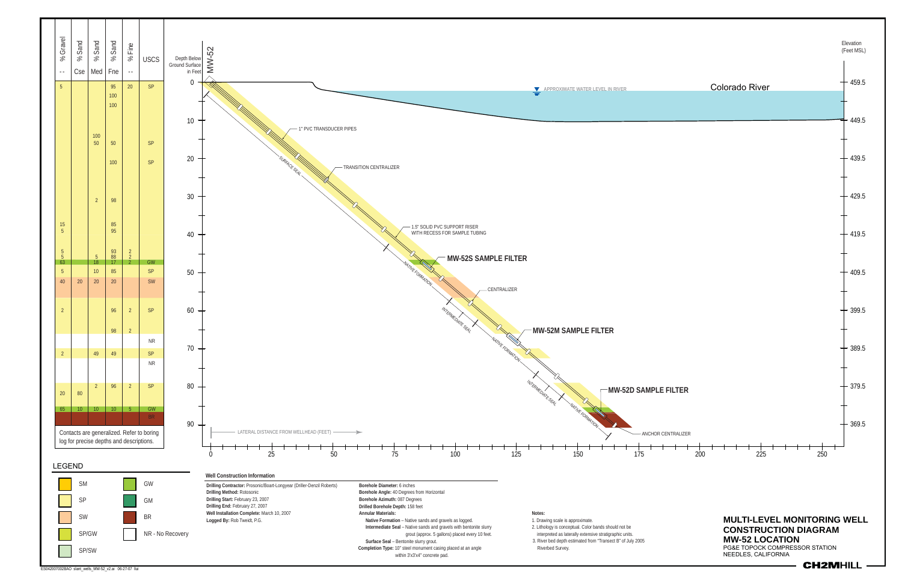# MULTI-LEVEL MONITORING WELL CONSTRUCTION DIAGRAM

## MW-52 LOCATION

PG&E TOPOCK COMPRESSOR STATION
NEEDLES, CALIFORNIA

CH2MHILL

| % Gravel | % Sand | % Sand | % Sand | % Fine | USCS |
|---|---|---|---|---|---|
| -- | Cse | Med | Fne | -- | |
| 5 | | | 95 | 20 | SP |
| | | | 100 | | |
| | | | 100 | | |
| | | 100 | | | |
| | | 50 | 50 | | SP |
| | | | 100 | | SP |
| | | 2 | 98 | | |
| 15 | | | 85 | | |
| 5 | | | 95 | | |
| 5 | | | 93 | 2 | |
| 5 | | 5 | 88 | 2 | |
| 63 | | 18 | 17 | 2 | GW |
| 5 | | 10 | 85 | | SP |
| 40 | 20 | 20 | 20 | | SW |
| 2 | | | 96 | 2 | SP |
| | | | 98 | 2 | |
| | | | | | NR |
| 2 | | 49 | 49 | | SP |
| | | | | | NR |
| | | 2 | 96 | 2 | SP |
| 20 | 80 | | | | |
| 65 | 10 | 10 | 10 | 5 | GW |
| | | | | | BR |

Contacts are generalized. Refer to boring log for precise depths and descriptions.

**Diagram labels:** MW-52; Depth Below Ground Surface in Feet (0–90); Elevation (Feet MSL) (459.5–369.5); Colorado River; APPROXIMATE WATER LEVEL IN RIVER; 1" PVC TRANSDUCER PIPES; TRANSITION CENTRALIZER; SURFACE SEAL; 1.5" SOLID PVC SUPPORT RISER WITH RECESS FOR SAMPLE TUBING; MW-52S SAMPLE FILTER; NATIVE FORMATION; CENTRALIZER; INTERMEDIATE SEAL; MW-52M SAMPLE FILTER; NATIVE FORMATION; INTERMEDIATE SEAL; MW-52D SAMPLE FILTER; NATIVE FORMATION; ANCHOR CENTRALIZER; LATERAL DISTANCE FROM WELLHEAD (FEET) (0–250)

### LEGEND

- SM
- SP
- SW
- SP/GW
- SP/SW
- GW
- GM
- BR
- NR - No Recovery

### Well Construction Information

**Drilling Contractor:** Prosonic/Boart-Longyear (Driller-Denzil Roberts)
**Drilling Method:** Rotosonic
**Drilling Start:** February 23, 2007
**Drilling End:** February 27, 2007
**Well Installation Complete:** March 10, 2007
**Logged By:** Rob Tweidt, P.G.

**Borehole Diameter:** 6 inches
**Borehole Angle:** 40 Degrees from Horizontal
**Borehole Azimuth:** 087 Degrees
**Drilled Borehole Depth:** 158 feet
**Annular Materials:**
- **Native Formation** – Native sands and gravels as logged.
- **Intermediate Seal** – Native sands and gravels with bentonite slurry grout (approx. 5 gallons) placed every 10 feet.
- **Surface Seal** – Bentonite slurry grout.

**Completion Type:** 10" steel monument casing placed at an angle within 3'x3'x4" concrete pad.

**Notes:**
1. Drawing scale is approximate.
2. Lithology is conceptual. Color bands should not be interpreted as laterally extensive stratigraphic units.
3. River bed depth estimated from "Transect B" of July 2005 Riverbed Survey.

ES042007002BAO slant_wells_MW-52_v2.ai 06-27-07 llui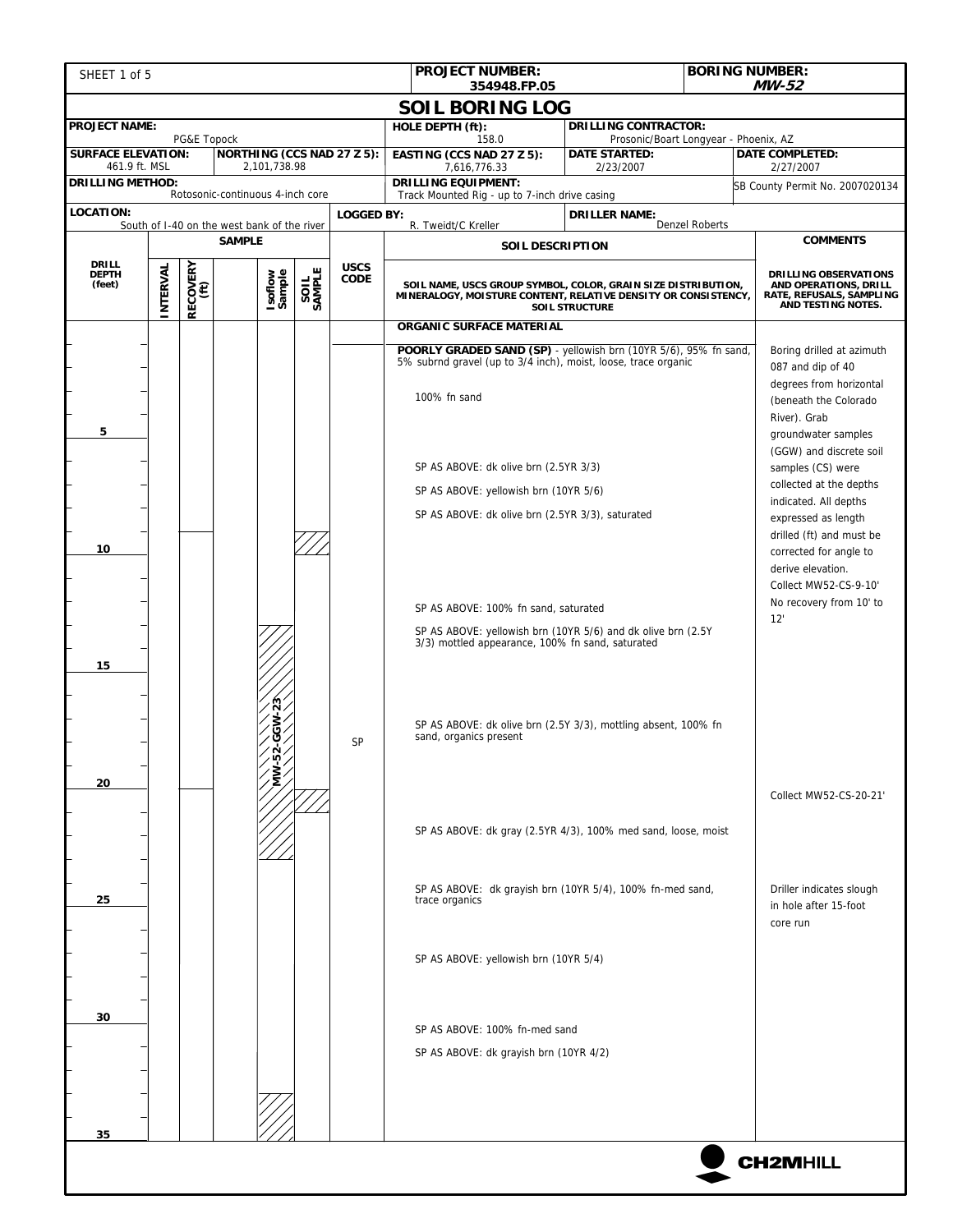SHEET 1 of 5

| PROJECT NUMBER: | BORING NUMBER: |
|---|---|
| 354948.FP.05 | *MW-52* |

# SOIL BORING LOG

| | | | |
|---|---|---|---|
| **PROJECT NAME:** PG&E Topock | **HOLE DEPTH (ft):** 158.0 | **DRILLING CONTRACTOR:** Prosonic/Boart Longyear - Phoenix, AZ | |
| **SURFACE ELEVATION:** 461.9 ft. MSL | **NORTHING (CCS NAD 27 Z 5):** 2,101,738.98 | **EASTING (CCS NAD 27 Z 5):** 7,616,776.33 | **DATE STARTED:** 2/23/2007 |
| **DATE COMPLETED:** 2/27/2007 | **DRILLING METHOD:** Rotosonic-continuous 4-inch core | **DRILLING EQUIPMENT:** Track Mounted Rig - up to 7-inch drive casing | SB County Permit No. 2007020134 |
| **LOCATION:** South of I-40 on the west bank of the river | **LOGGED BY:** R. Tweidt/C Kreller | **DRILLER NAME:** Denzel Roberts | |

| DRILL DEPTH (feet) | INTERVAL | RECOVERY (ft) | Isoflow Sample | SOIL SAMPLE | USCS CODE | SOIL DESCRIPTION (SOIL NAME, USCS GROUP SYMBOL, COLOR, GRAIN SIZE DISTRIBUTION, MINERALOGY, MOISTURE CONTENT, RELATIVE DENSITY OR CONSISTENCY, SOIL STRUCTURE) | COMMENTS (DRILLING OBSERVATIONS AND OPERATIONS, DRILL RATE, REFUSALS, SAMPLING AND TESTING NOTES.) |
|---|---|---|---|---|---|---|---|
| 0 | | | | | | **ORGANIC SURFACE MATERIAL** | |
| | | | | | | **POORLY GRADED SAND (SP)** - yellowish brn (10YR 5/6), 95% fn sand, 5% subrnd gravel (up to 3/4 inch), moist, loose, trace organic | Boring drilled at azimuth 087 and dip of 40 degrees from horizontal (beneath the Colorado River). Grab groundwater samples (GGW) and discrete soil samples (CS) were collected at the depths indicated. All depths expressed as length drilled (ft) and must be corrected for angle to derive elevation. |
| | | | | | | 100% fn sand | |
| 5 | | | | | | | |
| | | | | | | SP AS ABOVE: dk olive brn (2.5YR 3/3) | |
| | | | | | | SP AS ABOVE: yellowish brn (10YR 5/6) | |
| | | | | | | SP AS ABOVE: dk olive brn (2.5YR 3/3), saturated | |
| 10 | | | | | | | Collect MW52-CS-9-10' |
| | | | | | | | No recovery from 10' to 12' |
| | | | | | | SP AS ABOVE: 100% fn sand, saturated | |
| | | | | | | SP AS ABOVE: yellowish brn (10YR 5/6) and dk olive brn (2.5Y 3/3) mottled appearance, 100% fn sand, saturated | |
| 15 | | | | | | | |
| | | | MW-52-GGW-23 | | SP | SP AS ABOVE: dk olive brn (2.5Y 3/3), mottling absent, 100% fn sand, organics present | |
| 20 | | | | | | | Collect MW52-CS-20-21' |
| | | | | | | SP AS ABOVE: dk gray (2.5YR 4/3), 100% med sand, loose, moist | |
| 25 | | | | | | SP AS ABOVE: dk grayish brn (10YR 5/4), 100% fn-med sand, trace organics | Driller indicates slough in hole after 15-foot core run |
| | | | | | | SP AS ABOVE: yellowish brn (10YR 5/4) | |
| 30 | | | | | | SP AS ABOVE: 100% fn-med sand | |
| | | | | | | SP AS ABOVE: dk grayish brn (10YR 4/2) | |
| 35 | | | | | | | |

CH2MHILL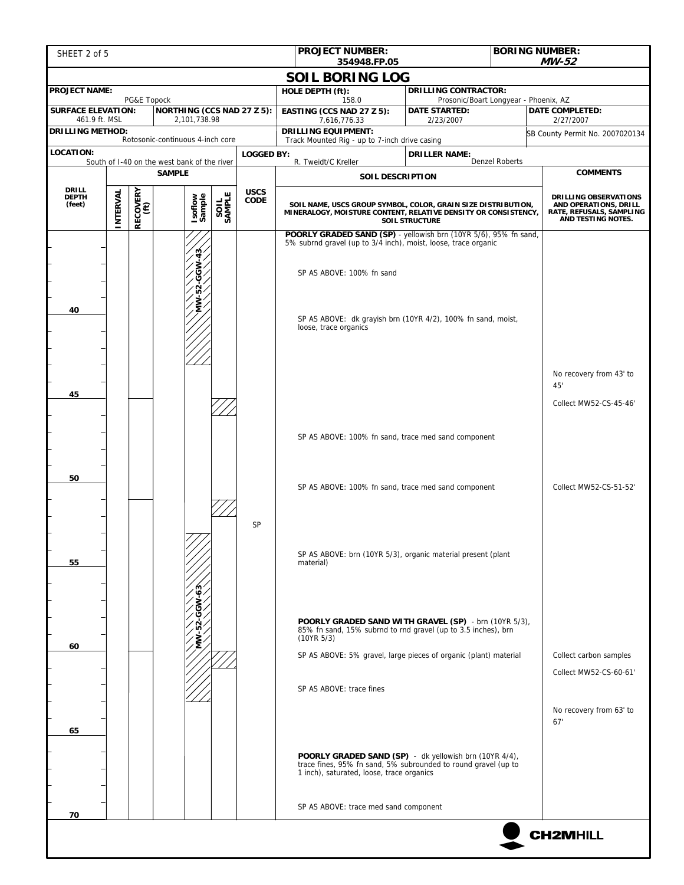| PROJECT NUMBER: | BORING NUMBER: |
|---|---|
| 354948.FP.05 | *MW-52* |

# SOIL BORING LOG

| | | | |
|---|---|---|---|
| **PROJECT NAME:** PG&E Topock | | **HOLE DEPTH (ft):** 158.0 | **DRILLING CONTRACTOR:** Prosonic/Boart Longyear - Phoenix, AZ |
| **SURFACE ELEVATION:** 461.9 ft. MSL | **NORTHING (CCS NAD 27 Z 5):** 2,101,738.98 | **EASTING (CCS NAD 27 Z 5):** 7,616,776.33 | **DATE STARTED:** 2/23/2007 / **DATE COMPLETED:** 2/27/2007 |
| **DRILLING METHOD:** Rotosonic-continuous 4-inch core | | **DRILLING EQUIPMENT:** Track Mounted Rig - up to 7-inch drive casing | SB County Permit No. 2007020134 |
| **LOCATION:** South of I-40 on the west bank of the river | | **LOGGED BY:** R. Tweidt/C Kreller | **DRILLER NAME:** Denzel Roberts |

| DRILL DEPTH (feet) | SAMPLE: INTERVAL | RECOVERY (ft) | | Isoflow Sample | SOIL SAMPLE | USCS CODE | SOIL DESCRIPTION: SOIL NAME, USCS GROUP SYMBOL, COLOR, GRAIN SIZE DISTRIBUTION, MINERALOGY, MOISTURE CONTENT, RELATIVE DENSITY OR CONSISTENCY, SOIL STRUCTURE | COMMENTS: DRILLING OBSERVATIONS AND OPERATIONS, DRILL RATE, REFUSALS, SAMPLING AND TESTING NOTES. |
|---|---|---|---|---|---|---|---|---|
| | | | | MW-52-GGW-43 | | | **POORLY GRADED SAND (SP)** - yellowish brn (10YR 5/6), 95% fn sand, 5% subrnd gravel (up to 3/4 inch), moist, loose, trace organic | |
| | | | | | | | SP AS ABOVE: 100% fn sand | |
| 40 | | | | | | | SP AS ABOVE: dk grayish brn (10YR 4/2), 100% fn sand, moist, loose, trace organics | |
| | | | | | | | | No recovery from 43' to 45' |
| 45 | | | | | | | | Collect MW52-CS-45-46' |
| | | | | | | | SP AS ABOVE: 100% fn sand, trace med sand component | |
| 50 | | | | | | | SP AS ABOVE: 100% fn sand, trace med sand component | Collect MW52-CS-51-52' |
| | | | | | | SP | | |
| 55 | | | | | | | SP AS ABOVE: brn (10YR 5/3), organic material present (plant material) | |
| | | | | MW-52-GGW-63 | | | **POORLY GRADED SAND WITH GRAVEL (SP)** - brn (10YR 5/3), 85% fn sand, 15% subrnd to rnd gravel (up to 3.5 inches), brn (10YR 5/3) | |
| 60 | | | | | | | SP AS ABOVE: 5% gravel, large pieces of organic (plant) material | Collect carbon samples |
| | | | | | | | | Collect MW52-CS-60-61' |
| | | | | | | | SP AS ABOVE: trace fines | |
| | | | | | | | | No recovery from 63' to 67' |
| 65 | | | | | | | | |
| | | | | | | | **POORLY GRADED SAND (SP)** - dk yellowish brn (10YR 4/4), trace fines, 95% fn sand, 5% subrounded to round gravel (up to 1 inch), saturated, loose, trace organics | |
| 70 | | | | | | | SP AS ABOVE: trace med sand component | |

CH2MHILL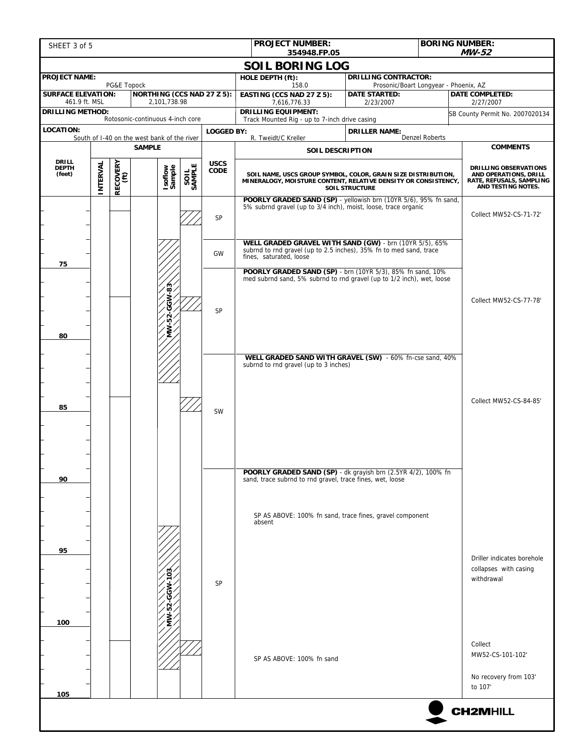SHEET 3 of 5

| PROJECT NUMBER: | BORING NUMBER: |
|---|---|
| 354948.FP.05 | *MW-52* |

# SOIL BORING LOG

| | | | |
|---|---|---|---|
| **PROJECT NAME:** PG&E Topock | | **HOLE DEPTH (ft):** 158.0 | **DRILLING CONTRACTOR:** Prosonic/Boart Longyear - Phoenix, AZ |
| **SURFACE ELEVATION:** 461.9 ft. MSL | **NORTHING (CCS NAD 27 Z 5):** 2,101,738.98 | **EASTING (CCS NAD 27 Z 5):** 7,616,776.33 | **DATE STARTED:** 2/23/2007 — **DATE COMPLETED:** 2/27/2007 |
| **DRILLING METHOD:** Rotosonic-continuous 4-inch core | | **DRILLING EQUIPMENT:** Track Mounted Rig - up to 7-inch drive casing | SB County Permit No. 2007020134 |
| **LOCATION:** South of I-40 on the west bank of the river | **LOGGED BY:** R. Tweidt/C Kreller | **DRILLER NAME:** Denzel Roberts | |

| DRILL DEPTH (feet) | SAMPLE: Isoflow Sample | SAMPLE: SOIL SAMPLE | USCS CODE | SOIL DESCRIPTION (SOIL NAME, USCS GROUP SYMBOL, COLOR, GRAIN SIZE DISTRIBUTION, MINERALOGY, MOISTURE CONTENT, RELATIVE DENSITY OR CONSISTENCY, SOIL STRUCTURE) | COMMENTS (DRILLING OBSERVATIONS AND OPERATIONS, DRILL RATE, REFUSALS, SAMPLING AND TESTING NOTES.) |
|---|---|---|---|---|---|
| ~70–73 | | X | SP | **POORLY GRADED SAND (SP)** - yellowish brn (10YR 5/6), 95% fn sand, 5% subrnd gravel (up to 3/4 inch), moist, loose, trace organic | Collect MW52-CS-71-72' |
| ~73–75 | MW-52-GGW-83 | | GW | **WELL GRADED GRAVEL WITH SAND (GW)** - brn (10YR 5/5), 65% subrnd to rnd gravel (up to 2.5 inches), 35% fn to med sand, trace fines, saturated, loose | |
| 75–81 | MW-52-GGW-83 | X | SP | **POORLY GRADED SAND (SP)** - brn (10YR 5/3), 85% fn sand, 10% med subrnd sand, 5% subrnd to rnd gravel (up to 1/2 inch), wet, loose | Collect MW52-CS-77-78' |
| 81–89.5 | MW-52-GGW-83 | X | SW | **WELL GRADED SAND WITH GRAVEL (SW)** - 60% fn-cse sand, 40% subrnd to rnd gravel (up to 3 inches) | Collect MW52-CS-84-85' |
| 89.5–105 | MW-52-GGW-103 | X | SP | **POORLY GRADED SAND (SP)** - dk grayish brn (2.5YR 4/2), 100% fn sand, trace subrnd to rnd gravel, trace fines, wet, loose<br><br>SP AS ABOVE: 100% fn sand, trace fines, gravel component absent<br><br>SP AS ABOVE: 100% fn sand | Driller indicates borehole collapses with casing withdrawal<br><br>Collect MW52-CS-101-102'<br><br>No recovery from 103' to 107' |

CH2MHILL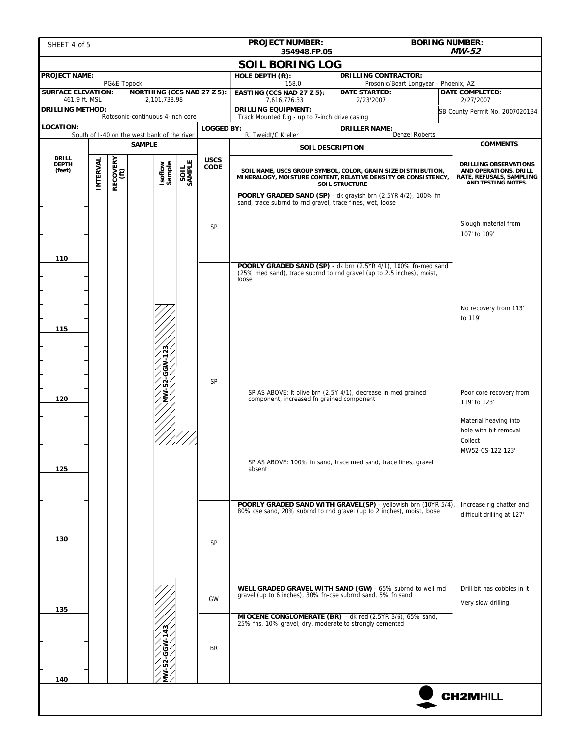**PROJECT NUMBER:** 354948.FP.05

**BORING NUMBER:** *MW-52*

# SOIL BORING LOG

| | | | |
|---|---|---|---|
| **PROJECT NAME:** PG&E Topock | **HOLE DEPTH (ft):** 158.0 | **DRILLING CONTRACTOR:** Prosonic/Boart Longyear - Phoenix, AZ | |
| **SURFACE ELEVATION:** 461.9 ft. MSL | **NORTHING (CCS NAD 27 Z 5):** 2,101,738.98 | **EASTING (CCS NAD 27 Z 5):** 7,616,776.33 | **DATE STARTED:** 2/23/2007 |
| **DATE COMPLETED:** 2/27/2007 | **DRILLING METHOD:** Rotosonic-continuous 4-inch core | **DRILLING EQUIPMENT:** Track Mounted Rig - up to 7-inch drive casing | SB County Permit No. 2007020134 |
| **LOCATION:** South of I-40 on the west bank of the river | **LOGGED BY:** R. Tweidt/C Kreller | **DRILLER NAME:** Denzel Roberts | |

| DRILL DEPTH (feet) | SAMPLE: Isoflow Sample | SAMPLE: SOIL SAMPLE | USCS CODE | SOIL DESCRIPTION (SOIL NAME, USCS GROUP SYMBOL, COLOR, GRAIN SIZE DISTRIBUTION, MINERALOGY, MOISTURE CONTENT, RELATIVE DENSITY OR CONSISTENCY, SOIL STRUCTURE) | COMMENTS (DRILLING OBSERVATIONS AND OPERATIONS, DRILL RATE, REFUSALS, SAMPLING AND TESTING NOTES.) |
|---|---|---|---|---|---|
| 105–110 | | | SP | **POORLY GRADED SAND (SP)** - dk grayish brn (2.5YR 4/2), 100% fn sand, trace subrnd to rnd gravel, trace fines, wet, loose | Slough material from 107' to 109' |
| 110–127 | MW-52-GGW-123 | (122–123) | SP | **POORLY GRADED SAND (SP)** - dk brn (2.5YR 4/1), 100% fn-med sand (25% med sand), trace subrnd to rnd gravel (up to 2.5 inches), moist, loose | No recovery from 113' to 119' |
| ~119.5 | | | | SP AS ABOVE: lt olive brn (2.5Y 4/1), decrease in med grained component, increased fn grained component | Poor core recovery from 119' to 123' |
| ~122 | | | | | Material heaving into hole with bit removal. Collect MW52-CS-122-123' |
| ~124.5 | | | | SP AS ABOVE: 100% fn sand, trace med sand, trace fines, gravel absent | |
| 127–133.5 | | | SP | **POORLY GRADED SAND WITH GRAVEL(SP)** - yellowish brn (10YR 5/4), 80% cse sand, 20% subrnd to rnd gravel (up to 2 inches), moist, loose | Increase rig chatter and difficult drilling at 127' |
| 133.5–135.5 | | | GW | **WELL GRADED GRAVEL WITH SAND (GW)** - 65% subrnd to well rnd gravel (up to 6 inches), 30% fn-cse subrnd sand, 5% fn sand | Drill bit has cobbles in it. Very slow drilling |
| 135.5–140 | MW-52-GGW-143 | | BR | **MIOCENE CONGLOMERATE (BR)** - dk red (2.5YR 3/6), 65% sand, 25% fns, 10% gravel, dry, moderate to strongly cemented | |

CH2MHILL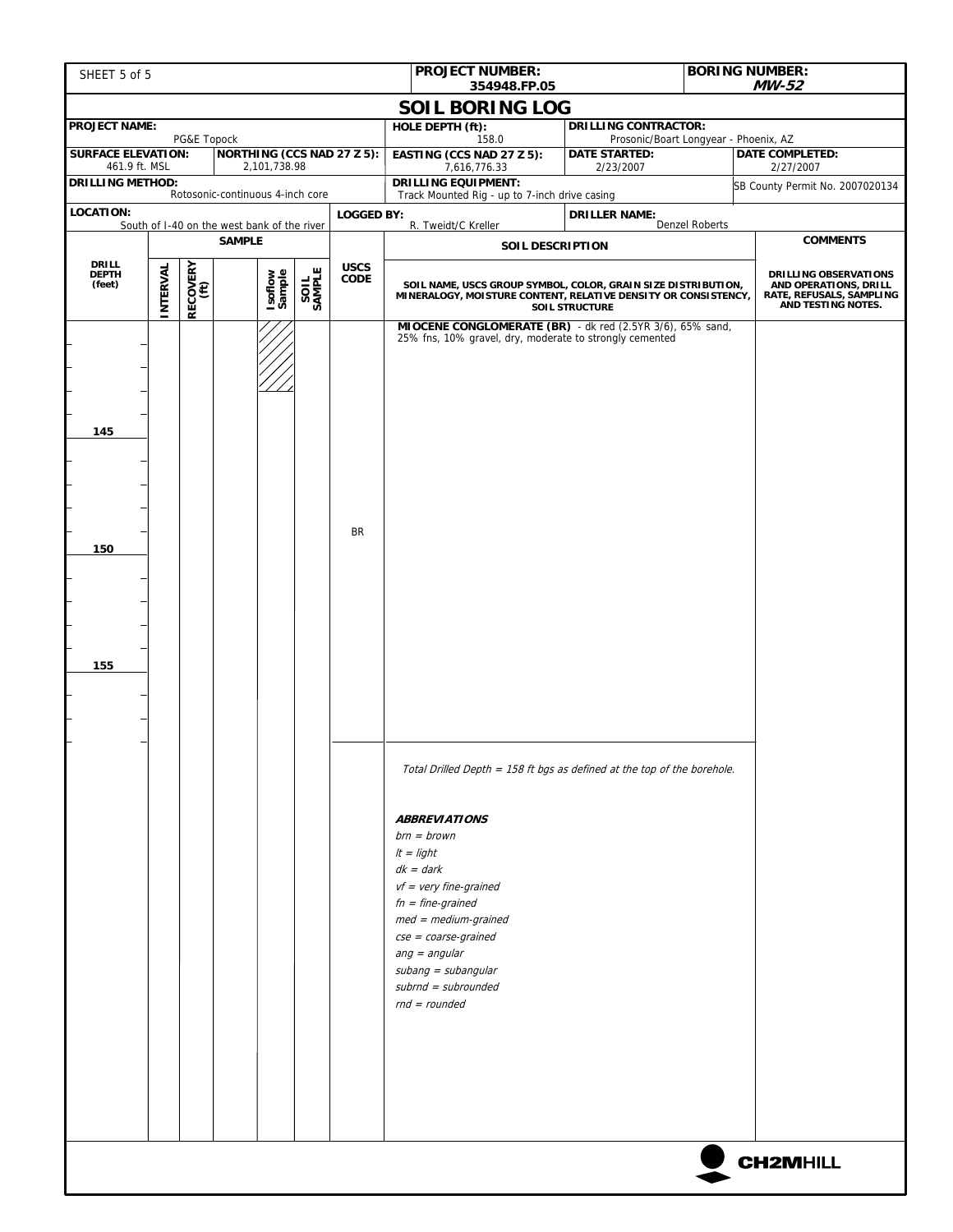| PROJECT NUMBER: 354948.FP.05 | BORING NUMBER: MW-52 |
|---|---|

# SOIL BORING LOG

| | | | |
|---|---|---|---|
| **PROJECT NAME:** PG&E Topock | **HOLE DEPTH (ft):** 158.0 | **DRILLING CONTRACTOR:** Prosonic/Boart Longyear - Phoenix, AZ | |
| **SURFACE ELEVATION:** 461.9 ft. MSL | **NORTHING (CCS NAD 27 Z 5):** 2,101,738.98 | **EASTING (CCS NAD 27 Z 5):** 7,616,776.33 | **DATE STARTED:** 2/23/2007 / **DATE COMPLETED:** 2/27/2007 |
| **DRILLING METHOD:** Rotosonic-continuous 4-inch core | **DRILLING EQUIPMENT:** Track Mounted Rig - up to 7-inch drive casing | | SB County Permit No. 2007020134 |
| **LOCATION:** South of I-40 on the west bank of the river | **LOGGED BY:** R. Tweidt/C Kreller | **DRILLER NAME:** Denzel Roberts | |

| DRILL DEPTH (feet) | SAMPLE: INTERVAL | RECOVERY (ft) | | Isoflow Sample | SOIL SAMPLE | USCS CODE | SOIL DESCRIPTION: SOIL NAME, USCS GROUP SYMBOL, COLOR, GRAIN SIZE DISTRIBUTION, MINERALOGY, MOISTURE CONTENT, RELATIVE DENSITY OR CONSISTENCY, SOIL STRUCTURE | COMMENTS: DRILLING OBSERVATIONS AND OPERATIONS, DRILL RATE, REFUSALS, SAMPLING AND TESTING NOTES. |
|---|---|---|---|---|---|---|---|---|
| 142–158 | | | | (hatched ~142–145) | | BR | **MIOCENE CONGLOMERATE (BR)** - dk red (2.5YR 3/6), 65% sand, 25% fns, 10% gravel, dry, moderate to strongly cemented | |

*Total Drilled Depth = 158 ft bgs as defined at the top of the borehole.*

***ABBREVIATIONS***

*brn = brown*
*lt = light*
*dk = dark*
*vf = very fine-grained*
*fn = fine-grained*
*med = medium-grained*
*cse = coarse-grained*
*ang = angular*
*subang = subangular*
*subrnd = subrounded*
*rnd = rounded*

CH2MHILL